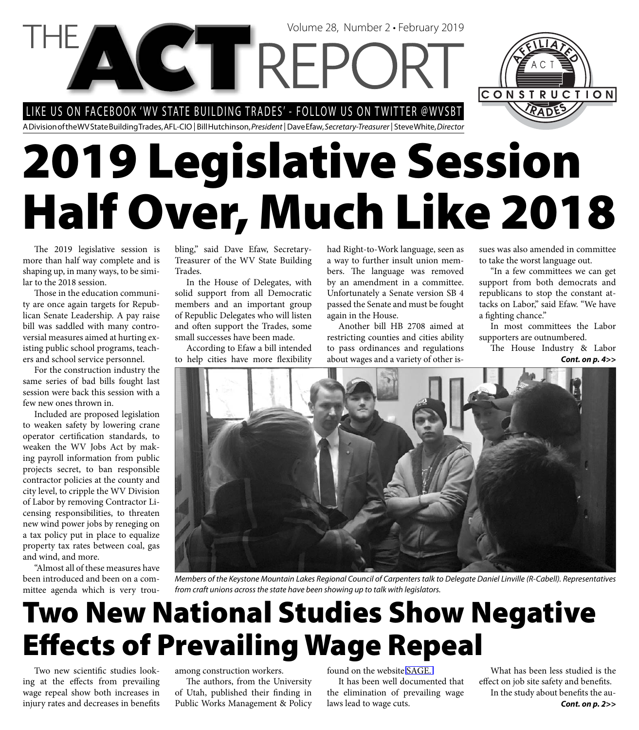# THE ACT REPORT

Volume 28, Number 2 • February 2019

LIKE US ON FACEBOOK 'WV STATE BUILDING TRADES' - FOLLOW US ON TWITTER @WVSBT

A Division of the WV State Building Trades, AFL-CIO | Bill Hutchinson, *President* | Dave Efaw, *Secretary-Treasurer* | Steve White, *Director*

# 2019 Legislative Session Half Over, Much Like 2018

The 2019 legislative session is more than half way complete and is shaping up, in many ways, to be similar to the 2018 session.

Those in the education community are once again targets for Republican Senate Leadership. A pay raise bill was saddled with many controversial measures aimed at hurting existing public school programs, teachers and school service personnel.

For the construction industry the same series of bad bills fought last session were back this session with a few new ones thrown in.

Included are proposed legislation to weaken safety by lowering crane operator certification standards, to weaken the WV Jobs Act by making payroll information from public projects secret, to ban responsible contractor policies at the county and city level, to cripple the WV Division of Labor by removing Contractor Licensing responsibilities, to threaten new wind power jobs by reneging on a tax policy put in place to equalize property tax rates between coal, gas and wind, and more.

"Almost all of these measures have been introduced and been on a committee agenda which is very troubling," said Dave Efaw, Secretary-Treasurer of the WV State Building Trades.

In the House of Delegates, with solid support from all Democratic members and an important group of Republic Delegates who will listen and often support the Trades, some small successes have been made.

According to Efaw a bill intended to help cities have more flexibility had Right-to-Work language, seen as a way to further insult union members. The language was removed by an amendment in a committee. Unfortunately a Senate version SB 4 passed the Senate and must be fought again in the House.

Another bill HB 2708 aimed at restricting counties and cities ability to pass ordinances and regulations about wages and a variety of other issues was also amended in committee to take the worst language out.

"In a few committees we can get support from both democrats and republicans to stop the constant attacks on Labor," said Efaw. "We have a fighting chance."

In most committees the Labor supporters are outnumbered.

The House Industry & Labor

***Cont. on p. 4>>***

*Members of the Keystone Mountain Lakes Regional Council of Carpenters talk to Delegate Daniel Linville (R-Cabell). Representatives from craft unions across the state have been showing up to talk with legislators.*

# Two New National Studies Show Negative Effects of Prevailing Wage Repeal

Two new scientific studies looking at the effects from prevailing wage repeal show both increases in injury rates and decreases in benefits among construction workers.

The authors, from the University of Utah, published their finding in Public Works Management & Policy found on the website SAGE.

It has been well documented that the elimination of prevailing wage laws lead to wage cuts.

What has been less studied is the effect on job site safety and benefits.

In the study about benefits the au-

***Cont. on p. 2>>***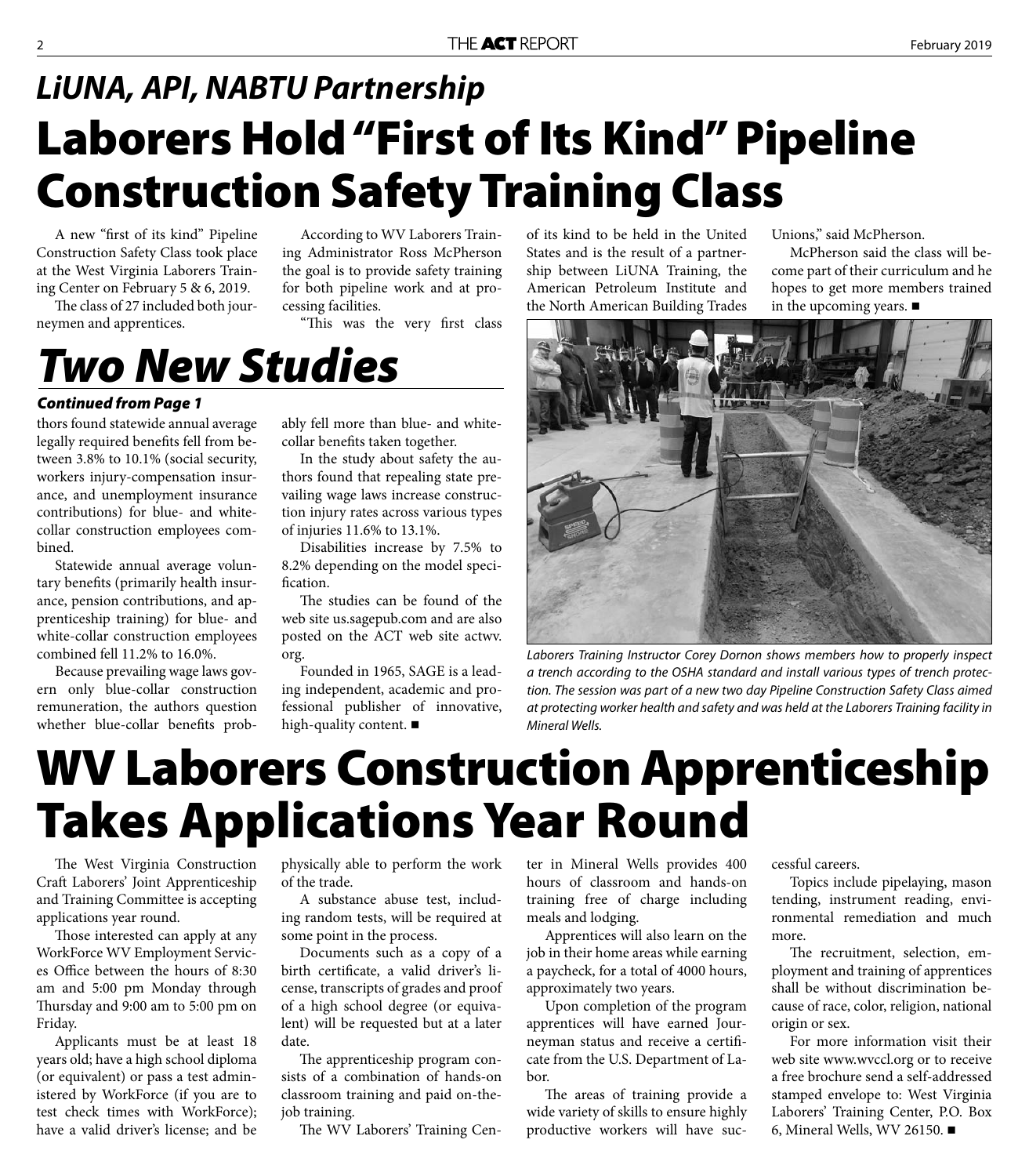## *LiUNA, API, NABTU Partnership*

# Laborers Hold "First of Its Kind" Pipeline Construction Safety Training Class

A new "first of its kind" Pipeline Construction Safety Class took place at the West Virginia Laborers Training Center on February 5 & 6, 2019.

The class of 27 included both journeymen and apprentices.

According to WV Laborers Training Administrator Ross McPherson the goal is to provide safety training for both pipeline work and at processing facilities.

"This was the very first class of its kind to be held in the United States and is the result of a partnership between LiUNA Training, the American Petroleum Institute and the North American Building Trades Unions," said McPherson.

McPherson said the class will become part of their curriculum and he hopes to get more members trained in the upcoming years. ■

*Laborers Training Instructor Corey Dornon shows members how to properly inspect a trench according to the OSHA standard and install various types of trench protection. The session was part of a new two day Pipeline Construction Safety Class aimed at protecting worker health and safety and was held at the Laborers Training facility in Mineral Wells.*

# *Two New Studies*

***Continued from Page 1***

thors found statewide annual average legally required benefits fell from between 3.8% to 10.1% (social security, workers injury-compensation insurance, and unemployment insurance contributions) for blue- and white-collar construction employees combined.

Statewide annual average voluntary benefits (primarily health insurance, pension contributions, and apprenticeship training) for blue- and white-collar construction employees combined fell 11.2% to 16.0%.

Because prevailing wage laws govern only blue-collar construction remuneration, the authors question whether blue-collar benefits probably fell more than blue- and white-collar benefits taken together.

In the study about safety the authors found that repealing state prevailing wage laws increase construction injury rates across various types of injuries 11.6% to 13.1%.

Disabilities increase by 7.5% to 8.2% depending on the model specification.

The studies can be found of the web site us.sagepub.com and are also posted on the ACT web site actwv.org.

Founded in 1965, SAGE is a leading independent, academic and professional publisher of innovative, high-quality content. ■

# WV Laborers Construction Apprenticeship Takes Applications Year Round

The West Virginia Construction Craft Laborers' Joint Apprenticeship and Training Committee is accepting applications year round.

Those interested can apply at any WorkForce WV Employment Services Office between the hours of 8:30 am and 5:00 pm Monday through Thursday and 9:00 am to 5:00 pm on Friday.

Applicants must be at least 18 years old; have a high school diploma (or equivalent) or pass a test administered by WorkForce (if you are to test check times with WorkForce); have a valid driver's license; and be physically able to perform the work of the trade.

A substance abuse test, including random tests, will be required at some point in the process.

Documents such as a copy of a birth certificate, a valid driver's license, transcripts of grades and proof of a high school degree (or equivalent) will be requested but at a later date.

The apprenticeship program consists of a combination of hands-on classroom training and paid on-the-job training.

The WV Laborers' Training Center in Mineral Wells provides 400 hours of classroom and hands-on training free of charge including meals and lodging.

Apprentices will also learn on the job in their home areas while earning a paycheck, for a total of 4000 hours, approximately two years.

Upon completion of the program apprentices will have earned Journeyman status and receive a certificate from the U.S. Department of Labor.

The areas of training provide a wide variety of skills to ensure highly productive workers will have successful careers.

Topics include pipelaying, mason tending, instrument reading, environmental remediation and much more.

The recruitment, selection, employment and training of apprentices shall be without discrimination because of race, color, religion, national origin or sex.

For more information visit their web site www.wvccl.org or to receive a free brochure send a self-addressed stamped envelope to: West Virginia Laborers' Training Center, P.O. Box 6, Mineral Wells, WV 26150. ■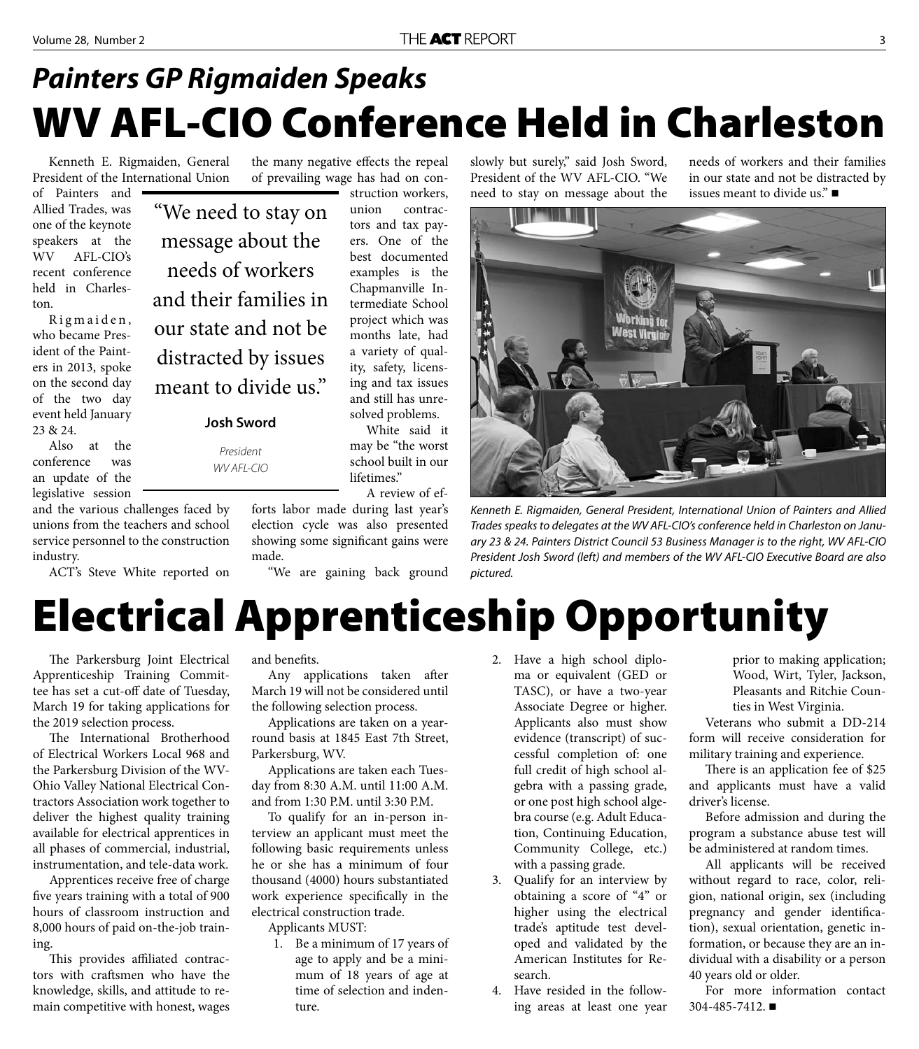## *Painters GP Rigmaiden Speaks*

# WV AFL-CIO Conference Held in Charleston

Kenneth E. Rigmaiden, General President of the International Union of Painters and Allied Trades, was one of the keynote speakers at the WV AFL-CIO's recent conference held in Charleston.

Rigmaiden, who became President of the Painters in 2013, spoke on the second day of the two day event held January 23 & 24.

Also at the conference was an update of the legislative session and the various challenges faced by unions from the teachers and school service personnel to the construction industry.

ACT's Steve White reported on the many negative effects the repeal of prevailing wage has had on construction workers, union contractors and tax payers. One of the best documented examples is the Chapmanville Intermediate School project which was months late, had a variety of quality, safety, licensing and tax issues and still has unresolved problems.

> "We need to stay on message about the needs of workers and their families in our state and not be distracted by issues meant to divide us."
>
> **Josh Sword**
>
> *President*
> *WV AFL-CIO*

White said it may be "the worst school built in our lifetimes."

A review of efforts labor made during last year's election cycle was also presented showing some significant gains were made.

"We are gaining back ground slowly but surely," said Josh Sword, President of the WV AFL-CIO. "We need to stay on message about the needs of workers and their families in our state and not be distracted by issues meant to divide us." ■

*Kenneth E. Rigmaiden, General President, International Union of Painters and Allied Trades speaks to delegates at the WV AFL-CIO's conference held in Charleston on January 23 & 24. Painters District Council 53 Business Manager is to the right, WV AFL-CIO President Josh Sword (left) and members of the WV AFL-CIO Executive Board are also pictured.*

# Electrical Apprenticeship Opportunity

The Parkersburg Joint Electrical Apprenticeship Training Committee has set a cut-off date of Tuesday, March 19 for taking applications for the 2019 selection process.

The International Brotherhood of Electrical Workers Local 968 and the Parkersburg Division of the WV-Ohio Valley National Electrical Contractors Association work together to deliver the highest quality training available for electrical apprentices in all phases of commercial, industrial, instrumentation, and tele-data work.

Apprentices receive free of charge five years training with a total of 900 hours of classroom instruction and 8,000 hours of paid on-the-job training.

This provides affiliated contractors with craftsmen who have the knowledge, skills, and attitude to remain competitive with honest, wages and benefits.

Any applications taken after March 19 will not be considered until the following selection process.

Applications are taken on a year-round basis at 1845 East 7th Street, Parkersburg, WV.

Applications are taken each Tuesday from 8:30 A.M. until 11:00 A.M. and from 1:30 P.M. until 3:30 P.M.

To qualify for an in-person interview an applicant must meet the following basic requirements unless he or she has a minimum of four thousand (4000) hours substantiated work experience specifically in the electrical construction trade.

Applicants MUST:

1. Be a minimum of 17 years of age to apply and be a minimum of 18 years of age at time of selection and indenture.
2. Have a high school diploma or equivalent (GED or TASC), or have a two-year Associate Degree or higher. Applicants also must show evidence (transcript) of successful completion of: one full credit of high school algebra with a passing grade, or one post high school algebra course (e.g. Adult Education, Continuing Education, Community College, etc.) with a passing grade.
3. Qualify for an interview by obtaining a score of "4" or higher using the electrical trade's aptitude test developed and validated by the American Institutes for Research.
4. Have resided in the following areas at least one year prior to making application; Wood, Wirt, Tyler, Jackson, Pleasants and Ritchie Counties in West Virginia.

Veterans who submit a DD-214 form will receive consideration for military training and experience.

There is an application fee of $25 and applicants must have a valid driver's license.

Before admission and during the program a substance abuse test will be administered at random times.

All applicants will be received without regard to race, color, religion, national origin, sex (including pregnancy and gender identification), sexual orientation, genetic information, or because they are an individual with a disability or a person 40 years old or older.

For more information contact 304-485-7412. ■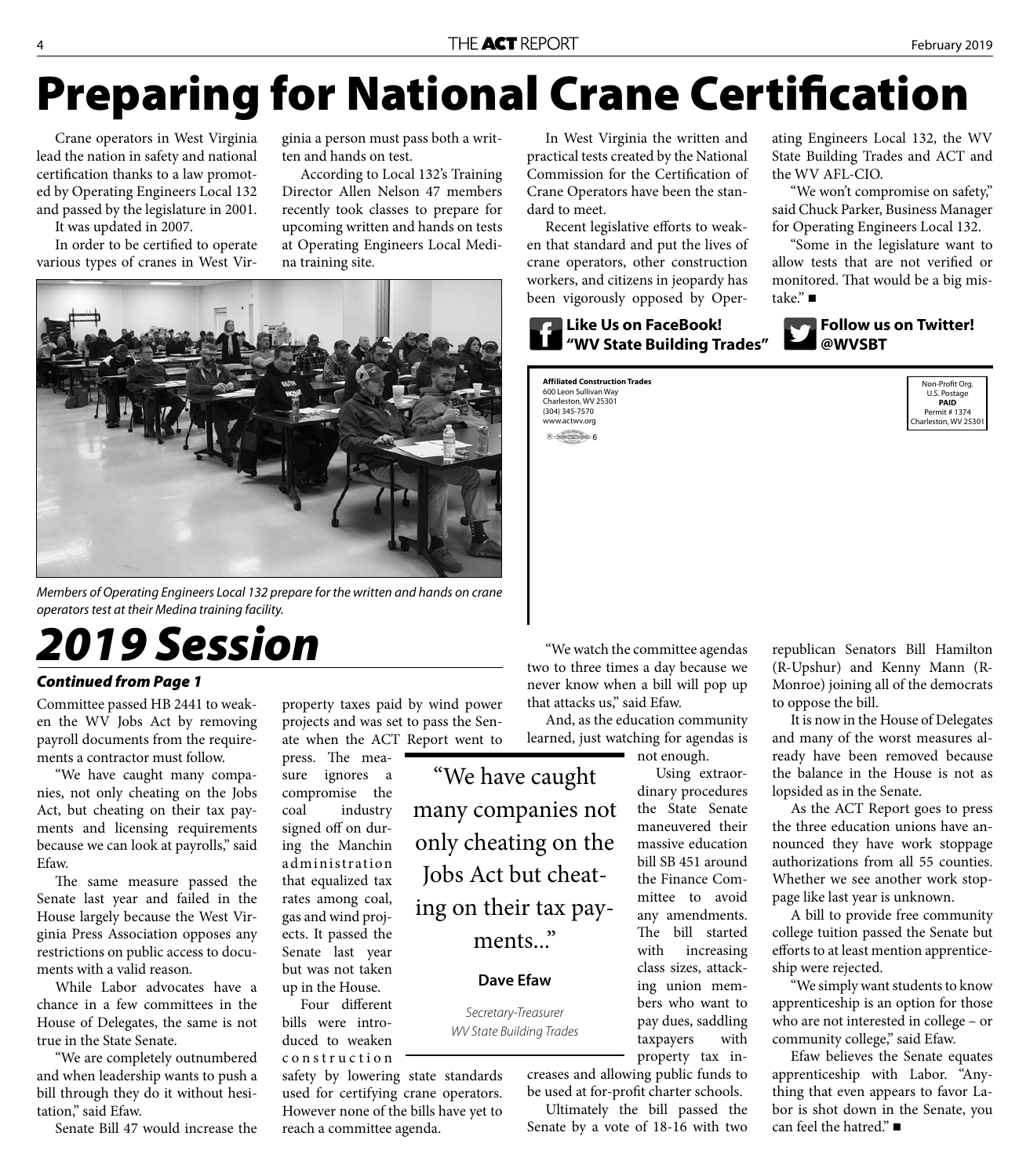# Preparing for National Crane Certification

Crane operators in West Virginia lead the nation in safety and national certification thanks to a law promoted by Operating Engineers Local 132 and passed by the legislature in 2001.

It was updated in 2007.

In order to be certified to operate various types of cranes in West Virginia a person must pass both a written and hands on test.

According to Local 132's Training Director Allen Nelson 47 members recently took classes to prepare for upcoming written and hands on tests at Operating Engineers Local Medina training site.

Members of Operating Engineers Local 132 prepare for the written and hands on crane operators test at their Medina training facility.

In West Virginia the written and practical tests created by the National Commission for the Certification of Crane Operators have been the standard to meet.

Recent legislative efforts to weaken that standard and put the lives of crane operators, other construction workers, and citizens in jeopardy has been vigorously opposed by Operating Engineers Local 132, the WV State Building Trades and ACT and the WV AFL-CIO.

"We won't compromise on safety," said Chuck Parker, Business Manager for Operating Engineers Local 132.

"Some in the legislature want to allow tests that are not verified or monitored. That would be a big mistake." ■

**Like Us on FaceBook! "WV State Building Trades"**

**Follow us on Twitter! @WVSBT**

**Affiliated Construction Trades**
600 Leon Sullivan Way
Charleston, WV 25301
(304) 345-7570
www.actwv.org

Non-Profit Org.
U.S. Postage
**PAID**
Permit # 1374
Charleston, WV 25301

# *2019 Session*

***Continued from Page 1***

Committee passed HB 2441 to weaken the WV Jobs Act by removing payroll documents from the requirements a contractor must follow.

"We have caught many companies, not only cheating on the Jobs Act, but cheating on their tax payments and licensing requirements because we can look at payrolls," said Efaw.

The same measure passed the Senate last year and failed in the House largely because the West Virginia Press Association opposes any restrictions on public access to documents with a valid reason.

While Labor advocates have a chance in a few committees in the House of Delegates, the same is not true in the State Senate.

"We are completely outnumbered and when leadership wants to push a bill through they do it without hesitation," said Efaw.

Senate Bill 47 would increase the property taxes paid by wind power projects and was set to pass the Senate when the ACT Report went to press. The measure ignores a compromise the coal industry signed off on during the Manchin administration that equalized tax rates among coal, gas and wind projects. It passed the Senate last year but was not taken up in the House.

Four different bills were introduced to weaken construction safety by lowering state standards used for certifying crane operators. However none of the bills have yet to reach a committee agenda.

> "We have caught many companies not only cheating on the Jobs Act but cheating on their tax payments..."
>
> **Dave Efaw**
>
> *Secretary-Treasurer*
> *WV State Building Trades*

"We watch the committee agendas two to three times a day because we never know when a bill will pop up that attacks us," said Efaw.

And, as the education community learned, just watching for agendas is not enough.

Using extraordinary procedures the State Senate maneuvered their massive education bill SB 451 around the Finance Committee to avoid any amendments. The bill started with increasing class sizes, attacking union members who want to pay dues, saddling taxpayers with property tax increases and allowing public funds to be used at for-profit charter schools.

Ultimately the bill passed the Senate by a vote of 18-16 with two republican Senators Bill Hamilton (R-Upshur) and Kenny Mann (R-Monroe) joining all of the democrats to oppose the bill.

It is now in the House of Delegates and many of the worst measures already have been removed because the balance in the House is not as lopsided as in the Senate.

As the ACT Report goes to press the three education unions have announced they have work stoppage authorizations from all 55 counties. Whether we see another work stoppage like last year is unknown.

A bill to provide free community college tuition passed the Senate but efforts to at least mention apprenticeship were rejected.

"We simply want students to know apprenticeship is an option for those who are not interested in college – or community college," said Efaw.

Efaw believes the Senate equates apprenticeship with Labor. "Anything that even appears to favor Labor is shot down in the Senate, you can feel the hatred." ■